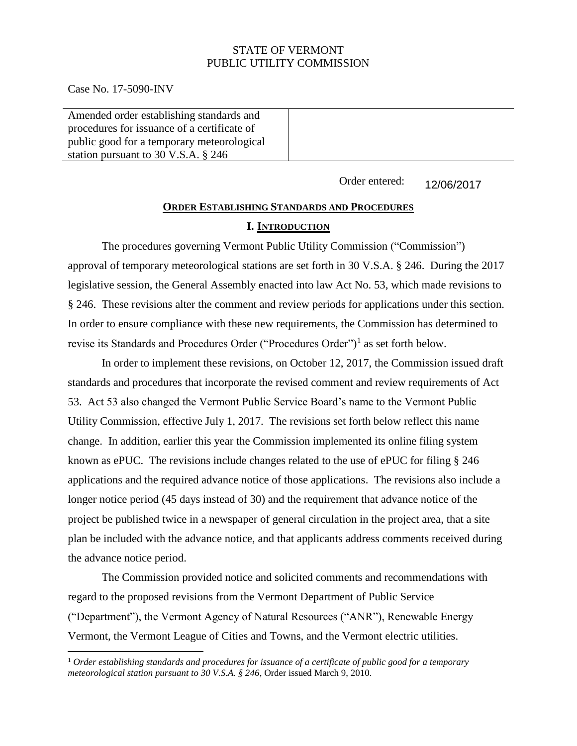STATE OF VERMONT
PUBLIC UTILITY COMMISSION

Case No. 17-5090-INV

| Amended order establishing standards and procedures for issuance of a certificate of public good for a temporary meteorological station pursuant to 30 V.S.A. § 246 | |
|---|---|

Order entered: 12/06/2017

## ORDER ESTABLISHING STANDARDS AND PROCEDURES

### I. INTRODUCTION

The procedures governing Vermont Public Utility Commission ("Commission") approval of temporary meteorological stations are set forth in 30 V.S.A. § 246. During the 2017 legislative session, the General Assembly enacted into law Act No. 53, which made revisions to § 246. These revisions alter the comment and review periods for applications under this section. In order to ensure compliance with these new requirements, the Commission has determined to revise its Standards and Procedures Order ("Procedures Order")[1] as set forth below.

In order to implement these revisions, on October 12, 2017, the Commission issued draft standards and procedures that incorporate the revised comment and review requirements of Act 53. Act 53 also changed the Vermont Public Service Board's name to the Vermont Public Utility Commission, effective July 1, 2017. The revisions set forth below reflect this name change. In addition, earlier this year the Commission implemented its online filing system known as ePUC. The revisions include changes related to the use of ePUC for filing § 246 applications and the required advance notice of those applications. The revisions also include a longer notice period (45 days instead of 30) and the requirement that advance notice of the project be published twice in a newspaper of general circulation in the project area, that a site plan be included with the advance notice, and that applicants address comments received during the advance notice period.

The Commission provided notice and solicited comments and recommendations with regard to the proposed revisions from the Vermont Department of Public Service ("Department"), the Vermont Agency of Natural Resources ("ANR"), Renewable Energy Vermont, the Vermont League of Cities and Towns, and the Vermont electric utilities.

---

[1] *Order establishing standards and procedures for issuance of a certificate of public good for a temporary meteorological station pursuant to 30 V.S.A. § 246*, Order issued March 9, 2010.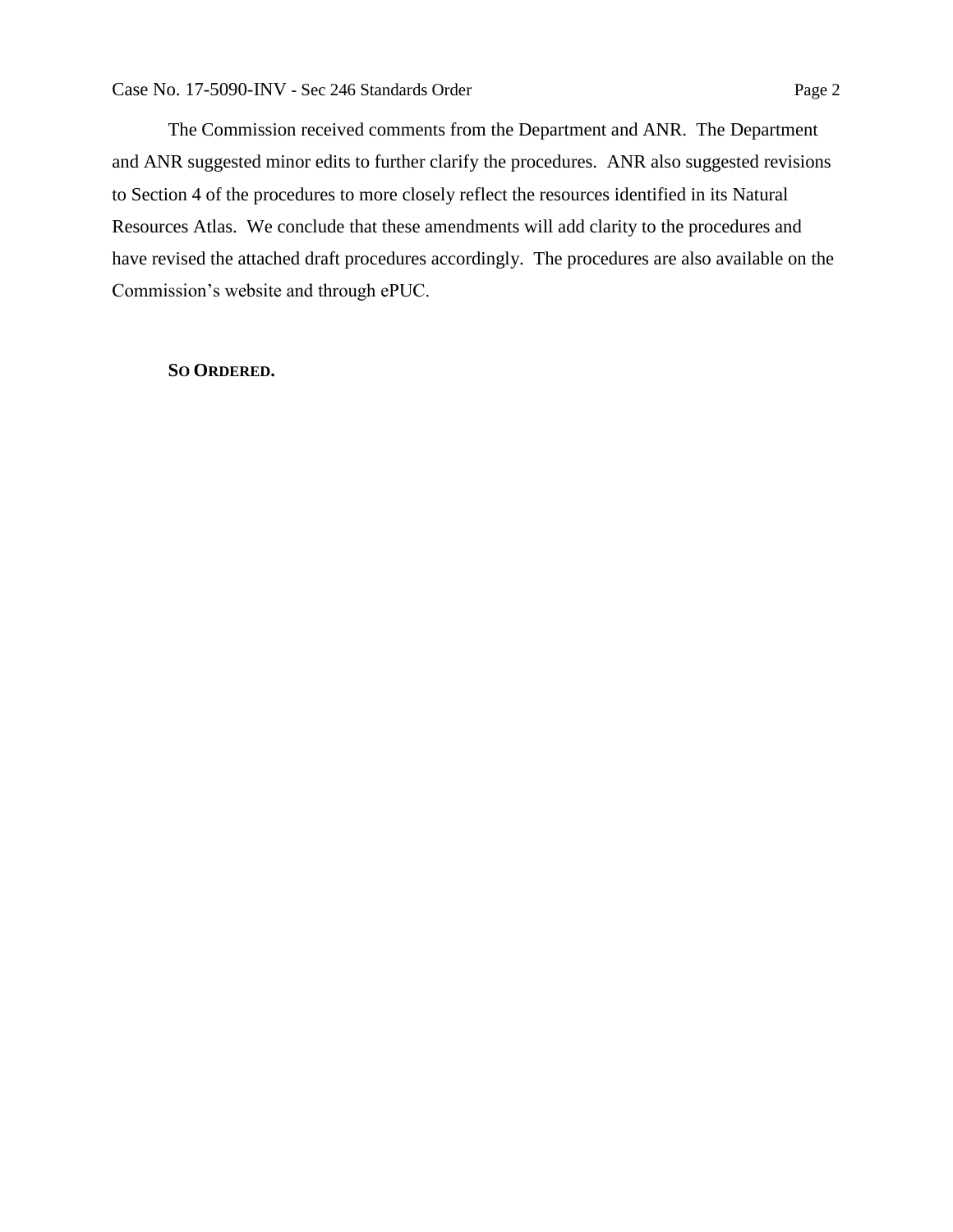The Commission received comments from the Department and ANR. The Department and ANR suggested minor edits to further clarify the procedures. ANR also suggested revisions to Section 4 of the procedures to more closely reflect the resources identified in its Natural Resources Atlas. We conclude that these amendments will add clarity to the procedures and have revised the attached draft procedures accordingly. The procedures are also available on the Commission's website and through ePUC.

**SO ORDERED.**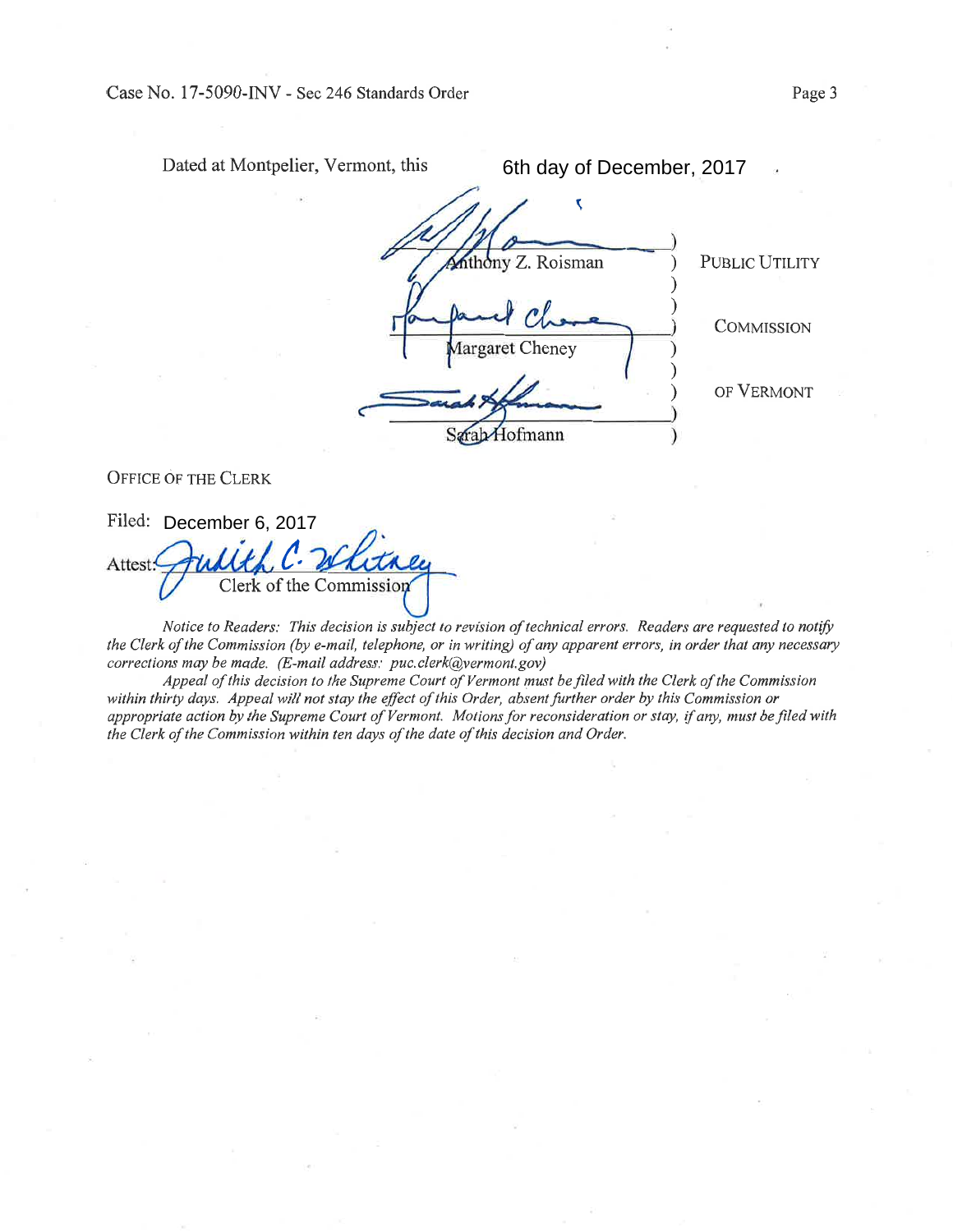Dated at Montpelier, Vermont, this 6th day of December, 2017.

| | |
|---|---|
| Anthony Z. Roisman | PUBLIC UTILITY |
| Margaret Cheney | COMMISSION |
| Sarah Hofmann | OF VERMONT |

OFFICE OF THE CLERK

Filed: December 6, 2017

Attest: Judith C. Whitney
Clerk of the Commission

*Notice to Readers: This decision is subject to revision of technical errors. Readers are requested to notify the Clerk of the Commission (by e-mail, telephone, or in writing) of any apparent errors, in order that any necessary corrections may be made. (E-mail address: puc.clerk@vermont.gov)*

*Appeal of this decision to the Supreme Court of Vermont must be filed with the Clerk of the Commission within thirty days. Appeal will not stay the effect of this Order, absent further order by this Commission or appropriate action by the Supreme Court of Vermont. Motions for reconsideration or stay, if any, must be filed with the Clerk of the Commission within ten days of the date of this decision and Order.*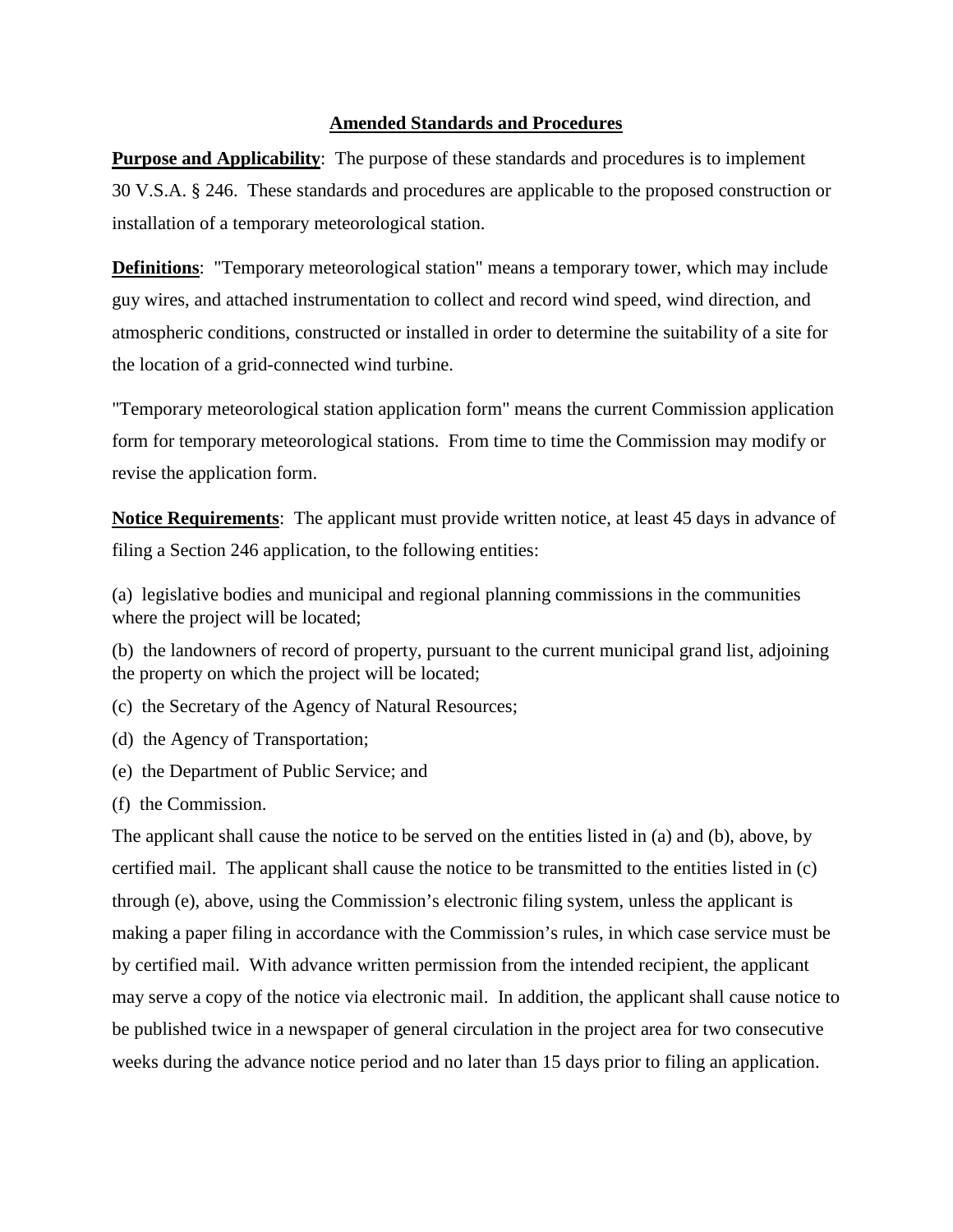## Amended Standards and Procedures

**Purpose and Applicability**: The purpose of these standards and procedures is to implement 30 V.S.A. § 246. These standards and procedures are applicable to the proposed construction or installation of a temporary meteorological station.

**Definitions**: "Temporary meteorological station" means a temporary tower, which may include guy wires, and attached instrumentation to collect and record wind speed, wind direction, and atmospheric conditions, constructed or installed in order to determine the suitability of a site for the location of a grid-connected wind turbine.

"Temporary meteorological station application form" means the current Commission application form for temporary meteorological stations. From time to time the Commission may modify or revise the application form.

**Notice Requirements**: The applicant must provide written notice, at least 45 days in advance of filing a Section 246 application, to the following entities:

(a) legislative bodies and municipal and regional planning commissions in the communities where the project will be located;

(b) the landowners of record of property, pursuant to the current municipal grand list, adjoining the property on which the project will be located;

(c) the Secretary of the Agency of Natural Resources;

(d) the Agency of Transportation;

(e) the Department of Public Service; and

(f) the Commission.

The applicant shall cause the notice to be served on the entities listed in (a) and (b), above, by certified mail. The applicant shall cause the notice to be transmitted to the entities listed in (c) through (e), above, using the Commission's electronic filing system, unless the applicant is making a paper filing in accordance with the Commission's rules, in which case service must be by certified mail. With advance written permission from the intended recipient, the applicant may serve a copy of the notice via electronic mail. In addition, the applicant shall cause notice to be published twice in a newspaper of general circulation in the project area for two consecutive weeks during the advance notice period and no later than 15 days prior to filing an application.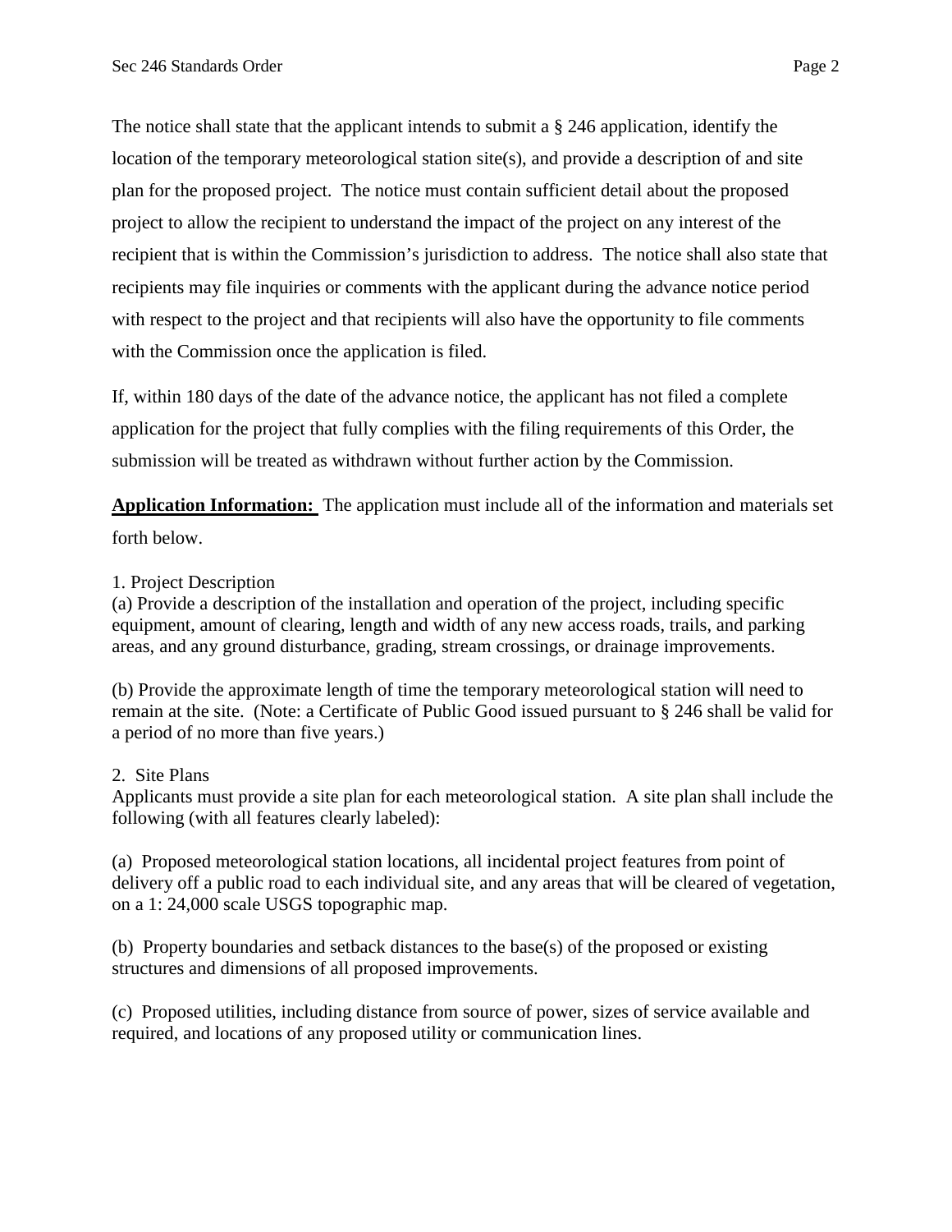The notice shall state that the applicant intends to submit a § 246 application, identify the location of the temporary meteorological station site(s), and provide a description of and site plan for the proposed project. The notice must contain sufficient detail about the proposed project to allow the recipient to understand the impact of the project on any interest of the recipient that is within the Commission's jurisdiction to address. The notice shall also state that recipients may file inquiries or comments with the applicant during the advance notice period with respect to the project and that recipients will also have the opportunity to file comments with the Commission once the application is filed.

If, within 180 days of the date of the advance notice, the applicant has not filed a complete application for the project that fully complies with the filing requirements of this Order, the submission will be treated as withdrawn without further action by the Commission.

**Application Information:** The application must include all of the information and materials set forth below.

1. Project Description

(a) Provide a description of the installation and operation of the project, including specific equipment, amount of clearing, length and width of any new access roads, trails, and parking areas, and any ground disturbance, grading, stream crossings, or drainage improvements.

(b) Provide the approximate length of time the temporary meteorological station will need to remain at the site. (Note: a Certificate of Public Good issued pursuant to § 246 shall be valid for a period of no more than five years.)

2. Site Plans

Applicants must provide a site plan for each meteorological station. A site plan shall include the following (with all features clearly labeled):

(a) Proposed meteorological station locations, all incidental project features from point of delivery off a public road to each individual site, and any areas that will be cleared of vegetation, on a 1: 24,000 scale USGS topographic map.

(b) Property boundaries and setback distances to the base(s) of the proposed or existing structures and dimensions of all proposed improvements.

(c) Proposed utilities, including distance from source of power, sizes of service available and required, and locations of any proposed utility or communication lines.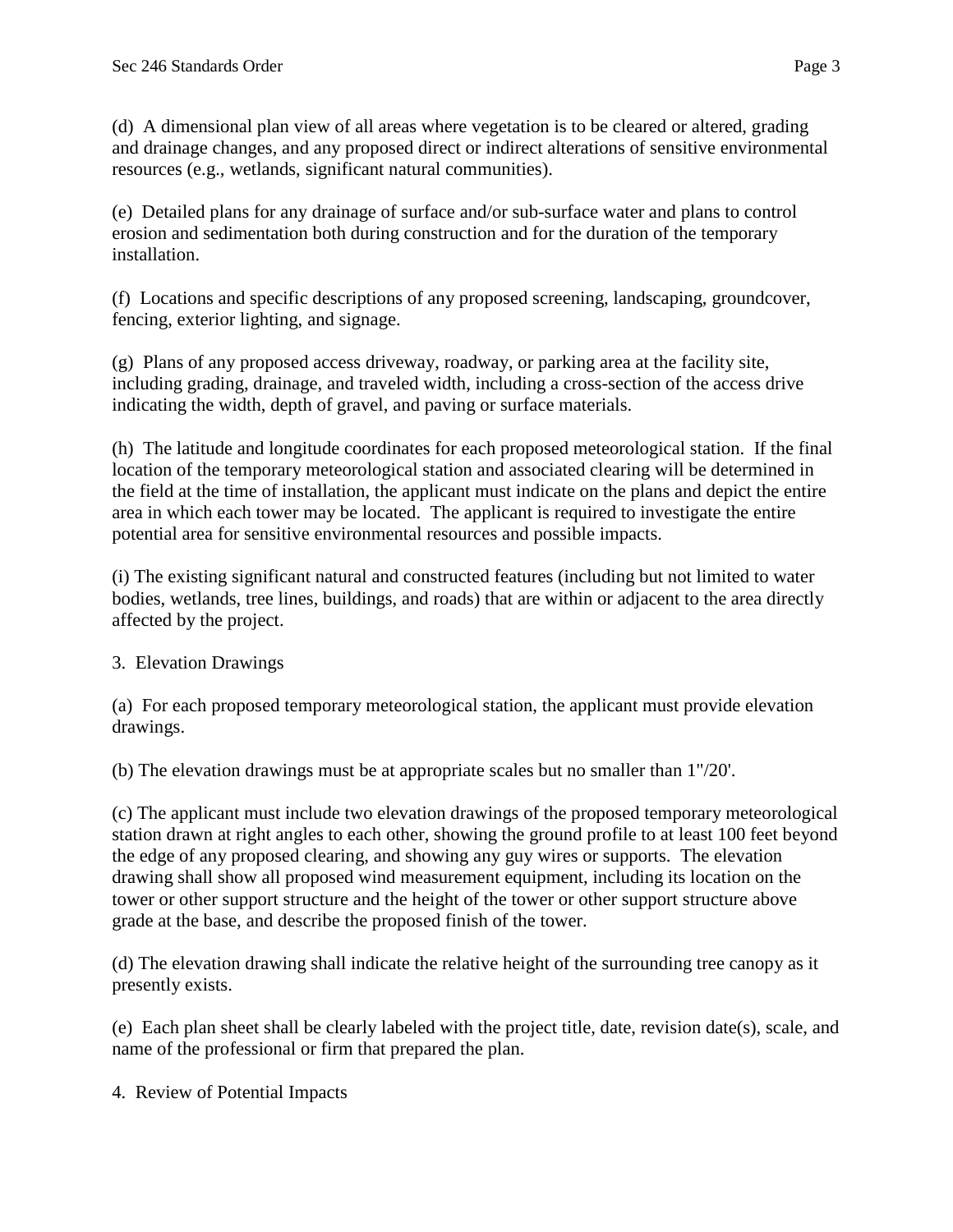(d) A dimensional plan view of all areas where vegetation is to be cleared or altered, grading and drainage changes, and any proposed direct or indirect alterations of sensitive environmental resources (e.g., wetlands, significant natural communities).

(e) Detailed plans for any drainage of surface and/or sub-surface water and plans to control erosion and sedimentation both during construction and for the duration of the temporary installation.

(f) Locations and specific descriptions of any proposed screening, landscaping, groundcover, fencing, exterior lighting, and signage.

(g) Plans of any proposed access driveway, roadway, or parking area at the facility site, including grading, drainage, and traveled width, including a cross-section of the access drive indicating the width, depth of gravel, and paving or surface materials.

(h) The latitude and longitude coordinates for each proposed meteorological station. If the final location of the temporary meteorological station and associated clearing will be determined in the field at the time of installation, the applicant must indicate on the plans and depict the entire area in which each tower may be located. The applicant is required to investigate the entire potential area for sensitive environmental resources and possible impacts.

(i) The existing significant natural and constructed features (including but not limited to water bodies, wetlands, tree lines, buildings, and roads) that are within or adjacent to the area directly affected by the project.

3. Elevation Drawings

(a) For each proposed temporary meteorological station, the applicant must provide elevation drawings.

(b) The elevation drawings must be at appropriate scales but no smaller than 1"/20'.

(c) The applicant must include two elevation drawings of the proposed temporary meteorological station drawn at right angles to each other, showing the ground profile to at least 100 feet beyond the edge of any proposed clearing, and showing any guy wires or supports. The elevation drawing shall show all proposed wind measurement equipment, including its location on the tower or other support structure and the height of the tower or other support structure above grade at the base, and describe the proposed finish of the tower.

(d) The elevation drawing shall indicate the relative height of the surrounding tree canopy as it presently exists.

(e) Each plan sheet shall be clearly labeled with the project title, date, revision date(s), scale, and name of the professional or firm that prepared the plan.

4. Review of Potential Impacts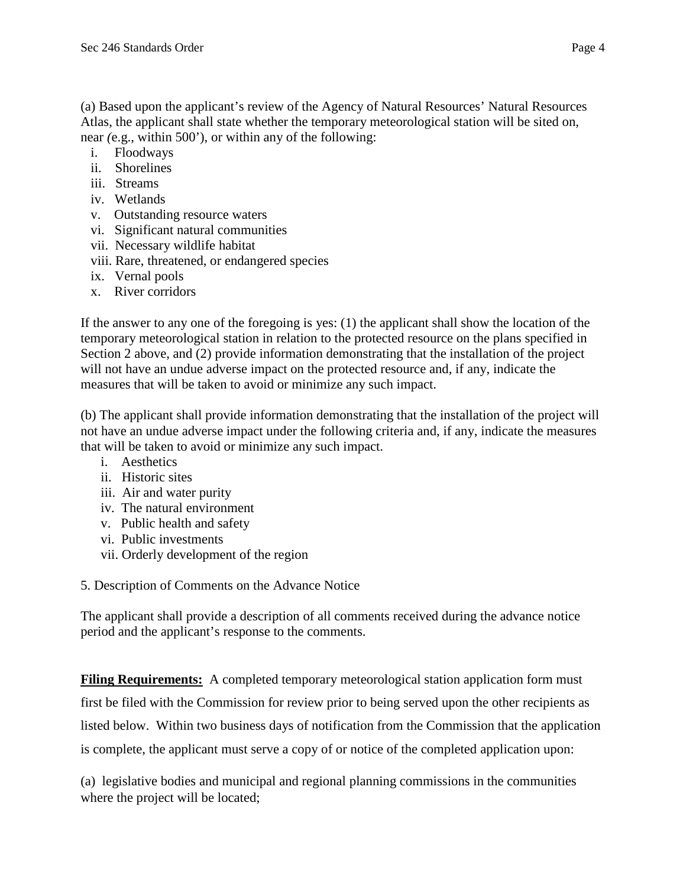(a) Based upon the applicant's review of the Agency of Natural Resources' Natural Resources Atlas, the applicant shall state whether the temporary meteorological station will be sited on, near (e.g., within 500'), or within any of the following:

i. Floodways
ii. Shorelines
iii. Streams
iv. Wetlands
v. Outstanding resource waters
vi. Significant natural communities
vii. Necessary wildlife habitat
viii. Rare, threatened, or endangered species
ix. Vernal pools
x. River corridors

If the answer to any one of the foregoing is yes: (1) the applicant shall show the location of the temporary meteorological station in relation to the protected resource on the plans specified in Section 2 above, and (2) provide information demonstrating that the installation of the project will not have an undue adverse impact on the protected resource and, if any, indicate the measures that will be taken to avoid or minimize any such impact.

(b) The applicant shall provide information demonstrating that the installation of the project will not have an undue adverse impact under the following criteria and, if any, indicate the measures that will be taken to avoid or minimize any such impact.

i. Aesthetics
ii. Historic sites
iii. Air and water purity
iv. The natural environment
v. Public health and safety
vi. Public investments
vii. Orderly development of the region

5. Description of Comments on the Advance Notice

The applicant shall provide a description of all comments received during the advance notice period and the applicant's response to the comments.

**Filing Requirements:** A completed temporary meteorological station application form must first be filed with the Commission for review prior to being served upon the other recipients as listed below. Within two business days of notification from the Commission that the application is complete, the applicant must serve a copy of or notice of the completed application upon:

(a) legislative bodies and municipal and regional planning commissions in the communities where the project will be located;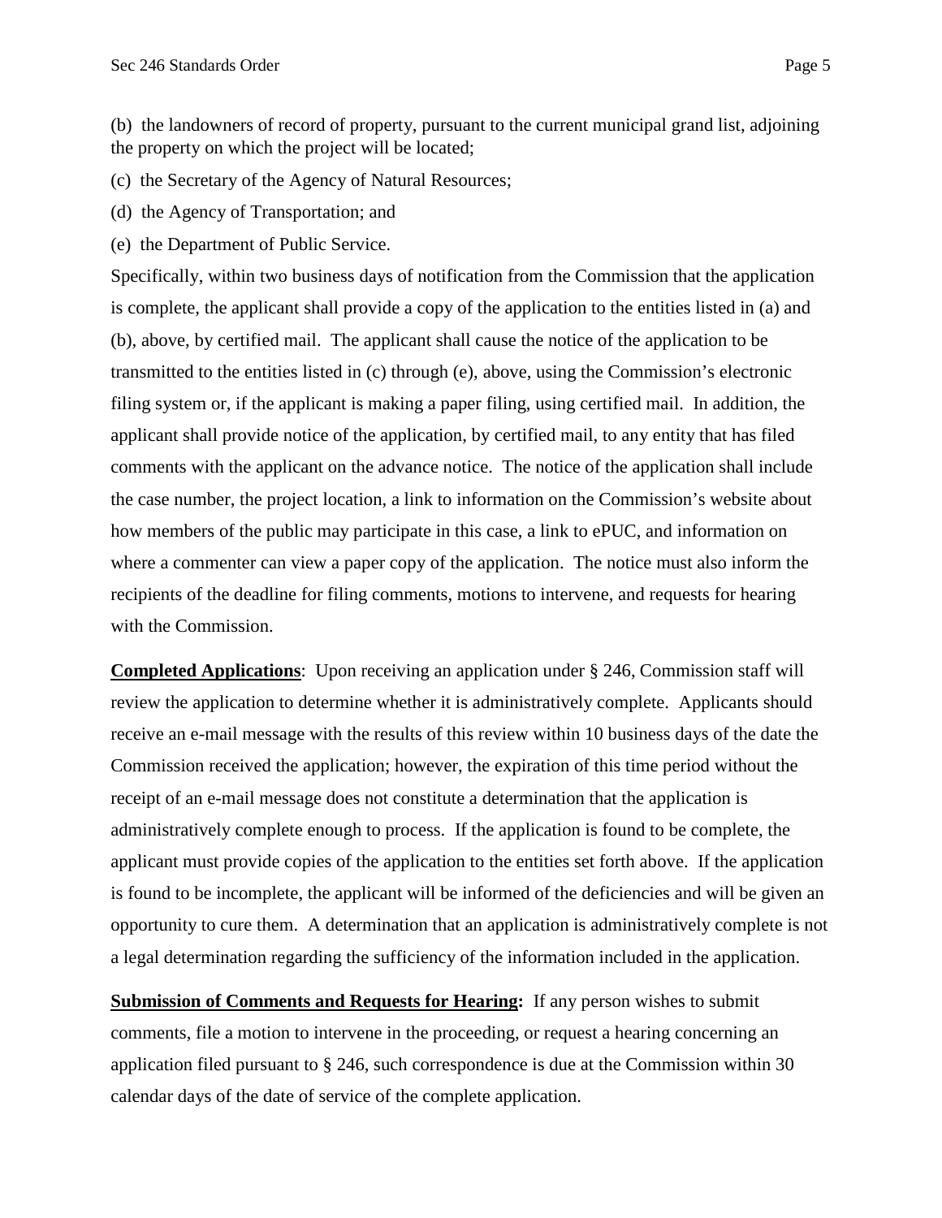(b) the landowners of record of property, pursuant to the current municipal grand list, adjoining the property on which the project will be located;

(c) the Secretary of the Agency of Natural Resources;

(d) the Agency of Transportation; and

(e) the Department of Public Service.

Specifically, within two business days of notification from the Commission that the application is complete, the applicant shall provide a copy of the application to the entities listed in (a) and (b), above, by certified mail. The applicant shall cause the notice of the application to be transmitted to the entities listed in (c) through (e), above, using the Commission's electronic filing system or, if the applicant is making a paper filing, using certified mail. In addition, the applicant shall provide notice of the application, by certified mail, to any entity that has filed comments with the applicant on the advance notice. The notice of the application shall include the case number, the project location, a link to information on the Commission's website about how members of the public may participate in this case, a link to ePUC, and information on where a commenter can view a paper copy of the application. The notice must also inform the recipients of the deadline for filing comments, motions to intervene, and requests for hearing with the Commission.

**Completed Applications**: Upon receiving an application under § 246, Commission staff will review the application to determine whether it is administratively complete. Applicants should receive an e-mail message with the results of this review within 10 business days of the date the Commission received the application; however, the expiration of this time period without the receipt of an e-mail message does not constitute a determination that the application is administratively complete enough to process. If the application is found to be complete, the applicant must provide copies of the application to the entities set forth above. If the application is found to be incomplete, the applicant will be informed of the deficiencies and will be given an opportunity to cure them. A determination that an application is administratively complete is not a legal determination regarding the sufficiency of the information included in the application.

**Submission of Comments and Requests for Hearing:** If any person wishes to submit comments, file a motion to intervene in the proceeding, or request a hearing concerning an application filed pursuant to § 246, such correspondence is due at the Commission within 30 calendar days of the date of service of the complete application.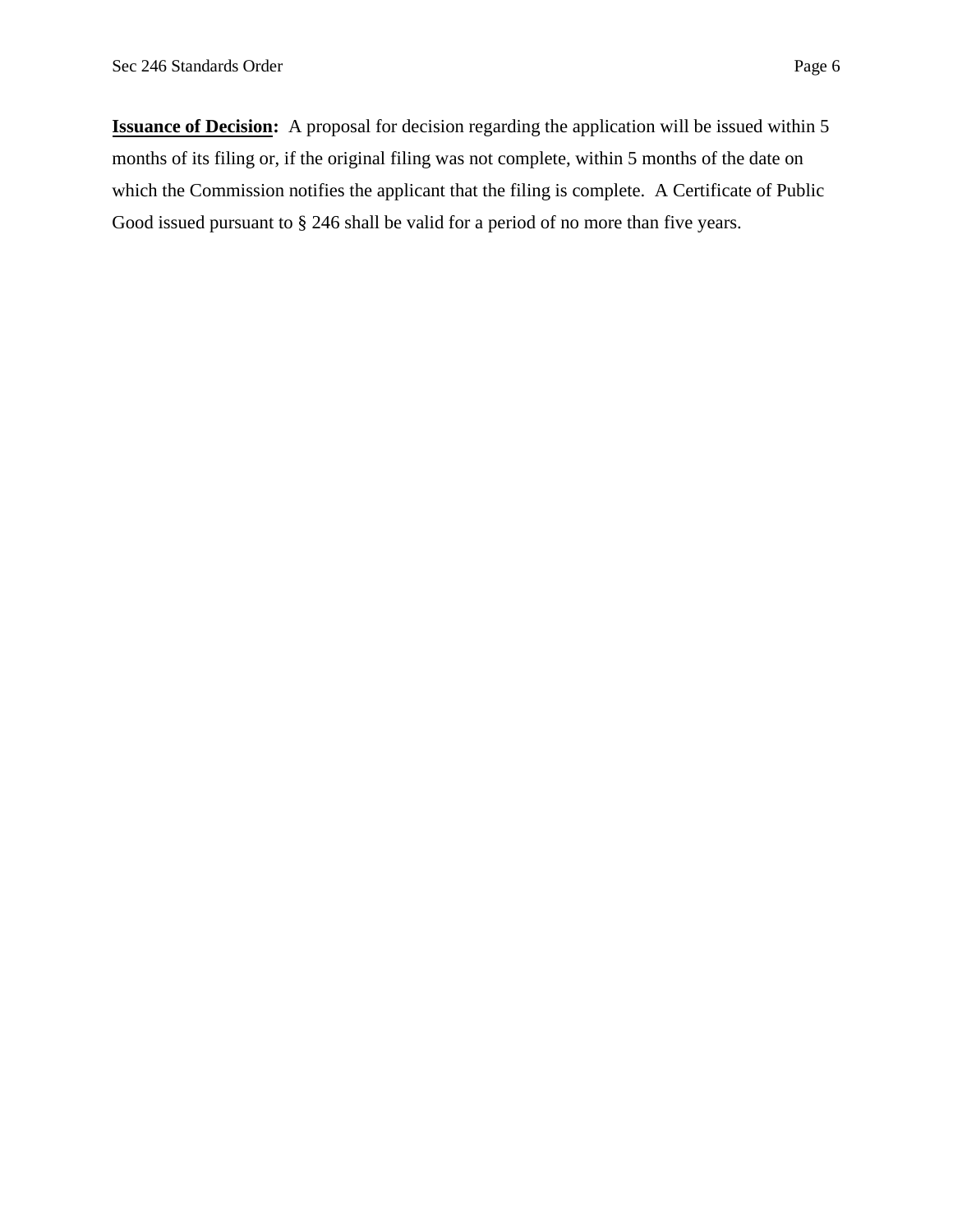**<u>Issuance of Decision</u>:** A proposal for decision regarding the application will be issued within 5 months of its filing or, if the original filing was not complete, within 5 months of the date on which the Commission notifies the applicant that the filing is complete. A Certificate of Public Good issued pursuant to § 246 shall be valid for a period of no more than five years.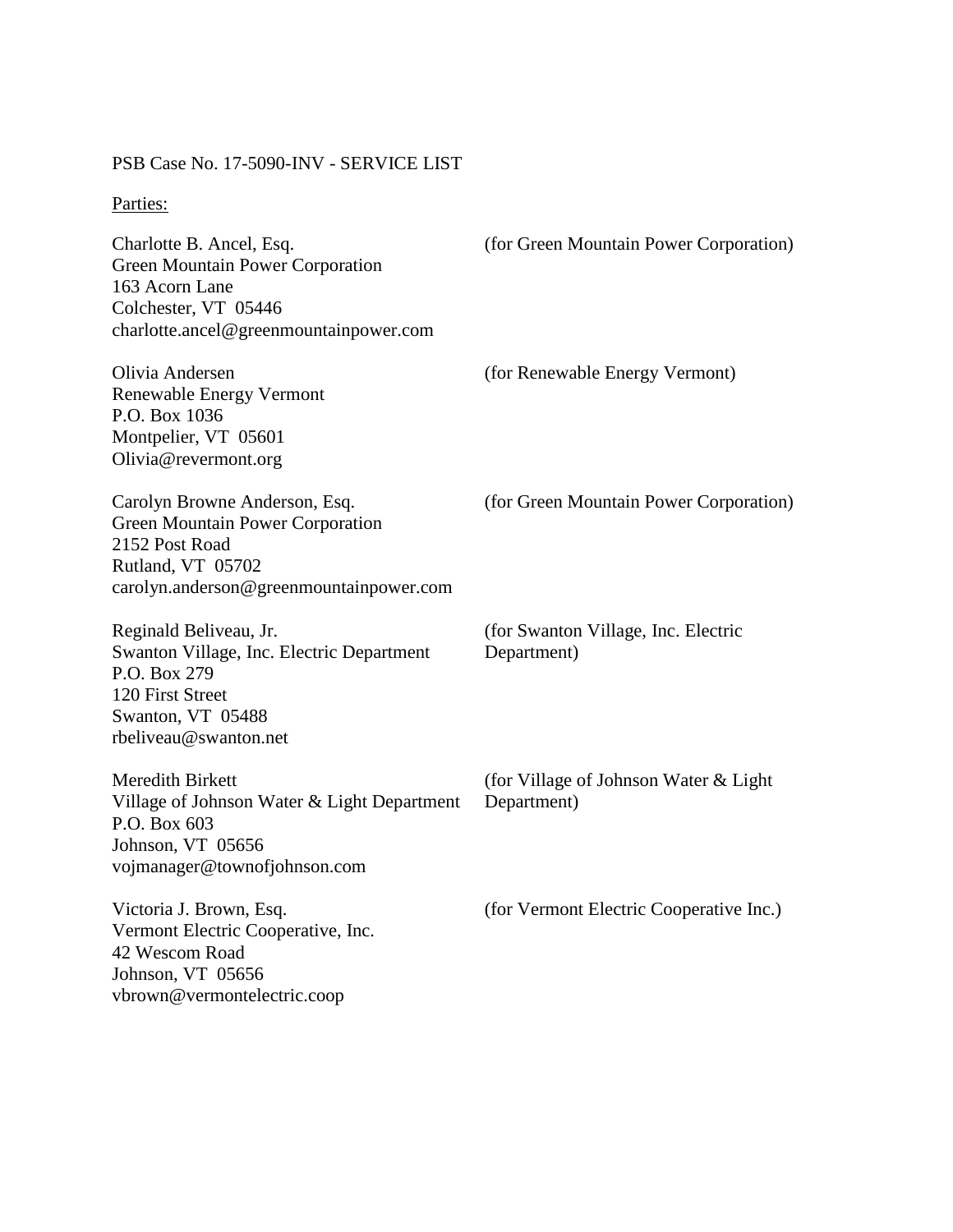PSB Case No. 17-5090-INV - SERVICE LIST

Parties:

Charlotte B. Ancel, Esq.
Green Mountain Power Corporation
163 Acorn Lane
Colchester, VT 05446
charlotte.ancel@greenmountainpower.com

(for Green Mountain Power Corporation)

Olivia Andersen
Renewable Energy Vermont
P.O. Box 1036
Montpelier, VT 05601
Olivia@revermont.org

(for Renewable Energy Vermont)

Carolyn Browne Anderson, Esq.
Green Mountain Power Corporation
2152 Post Road
Rutland, VT 05702
carolyn.anderson@greenmountainpower.com

(for Green Mountain Power Corporation)

Reginald Beliveau, Jr.
Swanton Village, Inc. Electric Department
P.O. Box 279
120 First Street
Swanton, VT 05488
rbeliveau@swanton.net

(for Swanton Village, Inc. Electric Department)

Meredith Birkett
Village of Johnson Water & Light Department
P.O. Box 603
Johnson, VT 05656
vojmanager@townofjohnson.com

(for Village of Johnson Water & Light Department)

Victoria J. Brown, Esq.
Vermont Electric Cooperative, Inc.
42 Wescom Road
Johnson, VT 05656
vbrown@vermontelectric.coop

(for Vermont Electric Cooperative Inc.)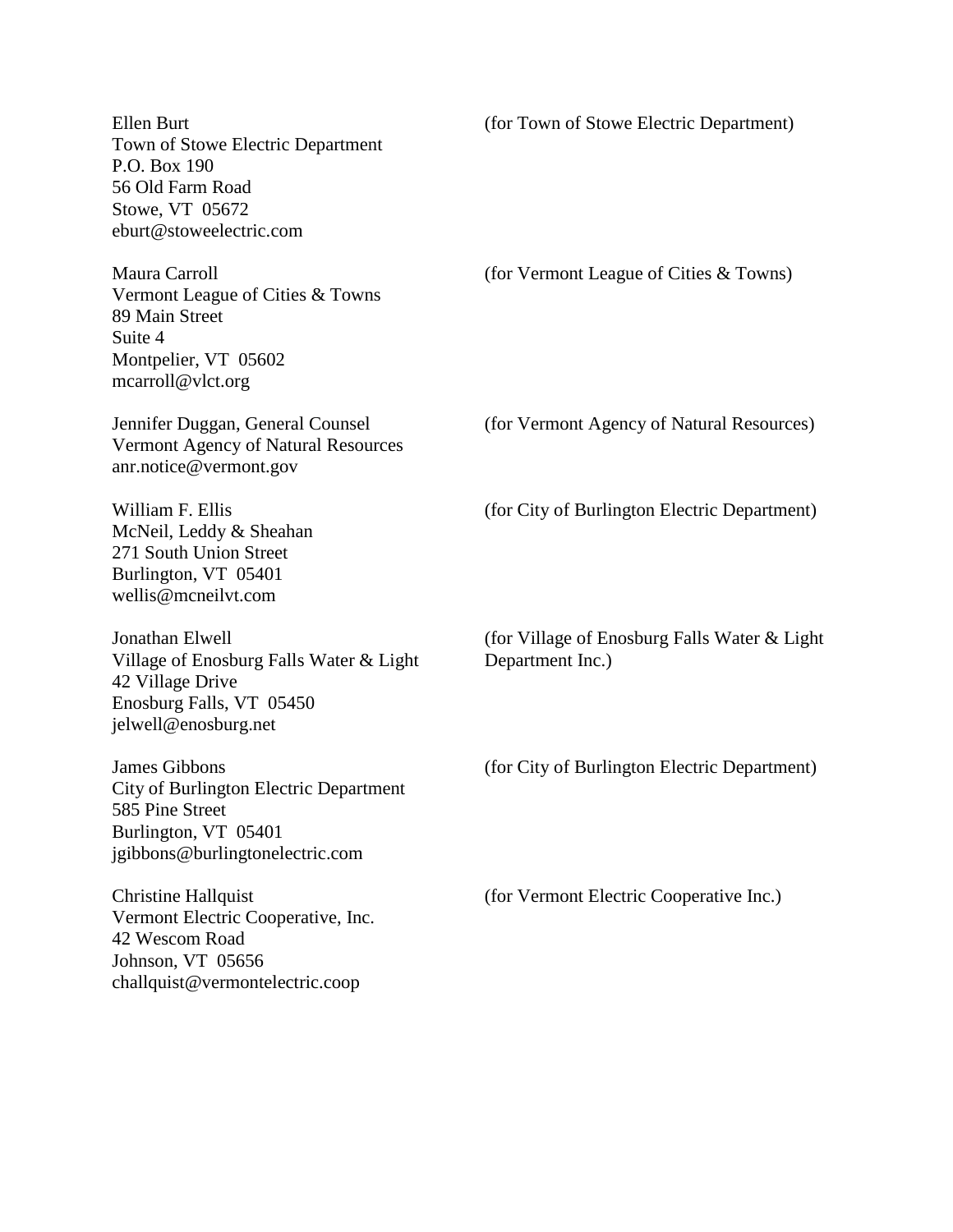Ellen Burt
Town of Stowe Electric Department
P.O. Box 190
56 Old Farm Road
Stowe, VT 05672
eburt@stoweelectric.com

(for Town of Stowe Electric Department)

Maura Carroll
Vermont League of Cities & Towns
89 Main Street
Suite 4
Montpelier, VT 05602
mcarroll@vlct.org

(for Vermont League of Cities & Towns)

Jennifer Duggan, General Counsel
Vermont Agency of Natural Resources
anr.notice@vermont.gov

(for Vermont Agency of Natural Resources)

William F. Ellis
McNeil, Leddy & Sheahan
271 South Union Street
Burlington, VT 05401
wellis@mcneilvt.com

(for City of Burlington Electric Department)

Jonathan Elwell
Village of Enosburg Falls Water & Light
42 Village Drive
Enosburg Falls, VT 05450
jelwell@enosburg.net

(for Village of Enosburg Falls Water & Light Department Inc.)

James Gibbons
City of Burlington Electric Department
585 Pine Street
Burlington, VT 05401
jgibbons@burlingtonelectric.com

(for City of Burlington Electric Department)

Christine Hallquist
Vermont Electric Cooperative, Inc.
42 Wescom Road
Johnson, VT 05656
challquist@vermontelectric.coop

(for Vermont Electric Cooperative Inc.)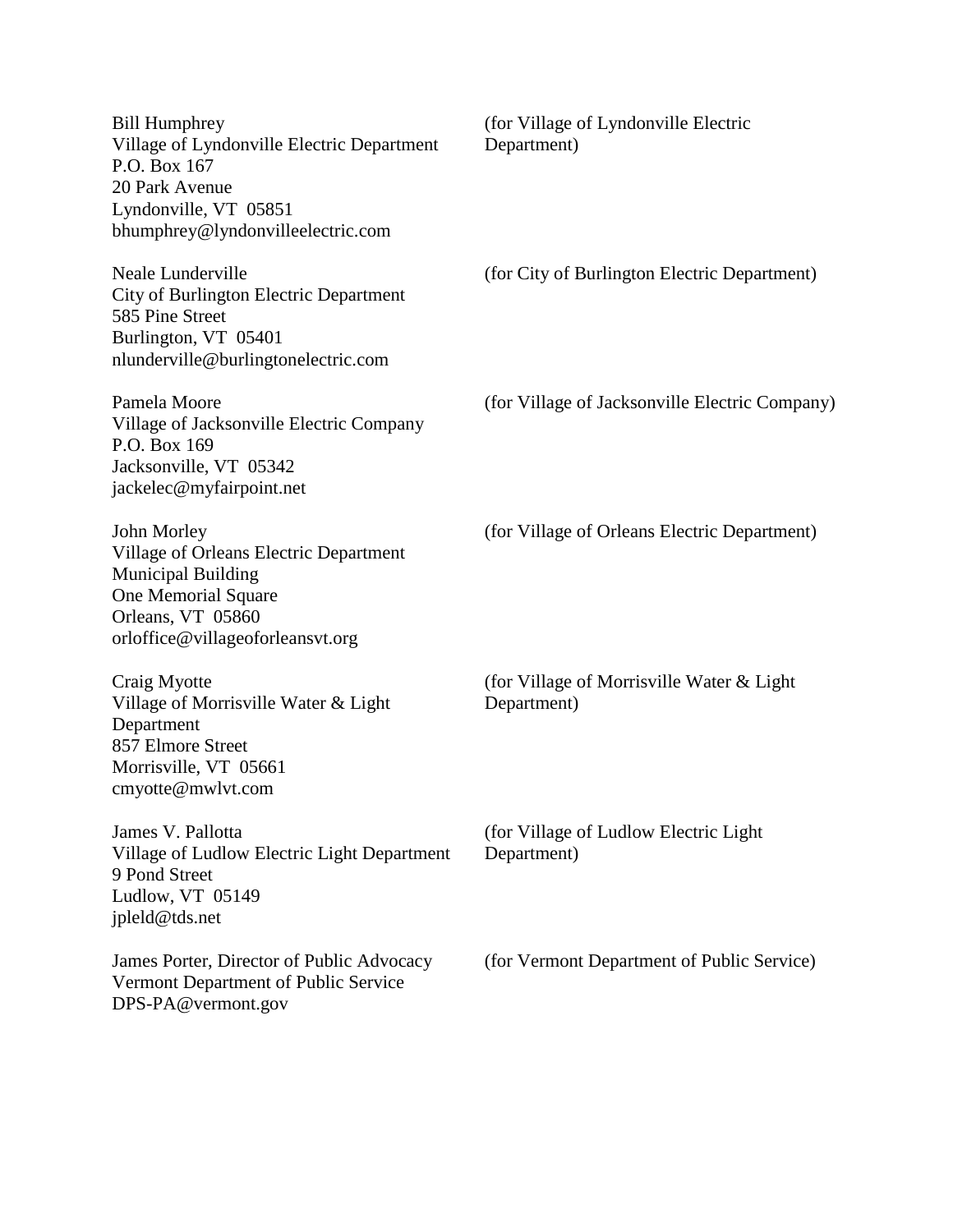| | |
|---|---|
| Bill Humphrey<br>Village of Lyndonville Electric Department<br>P.O. Box 167<br>20 Park Avenue<br>Lyndonville, VT 05851<br>bhumphrey@lyndonvilleelectric.com | (for Village of Lyndonville Electric Department) |
| Neale Lunderville<br>City of Burlington Electric Department<br>585 Pine Street<br>Burlington, VT 05401<br>nlunderville@burlingtonelectric.com | (for City of Burlington Electric Department) |
| Pamela Moore<br>Village of Jacksonville Electric Company<br>P.O. Box 169<br>Jacksonville, VT 05342<br>jackelec@myfairpoint.net | (for Village of Jacksonville Electric Company) |
| John Morley<br>Village of Orleans Electric Department<br>Municipal Building<br>One Memorial Square<br>Orleans, VT 05860<br>orloffice@villageoforleansvt.org | (for Village of Orleans Electric Department) |
| Craig Myotte<br>Village of Morrisville Water & Light Department<br>857 Elmore Street<br>Morrisville, VT 05661<br>cmyotte@mwlvt.com | (for Village of Morrisville Water & Light Department) |
| James V. Pallotta<br>Village of Ludlow Electric Light Department<br>9 Pond Street<br>Ludlow, VT 05149<br>jpleld@tds.net | (for Village of Ludlow Electric Light Department) |
| James Porter, Director of Public Advocacy<br>Vermont Department of Public Service<br>DPS-PA@vermont.gov | (for Vermont Department of Public Service) |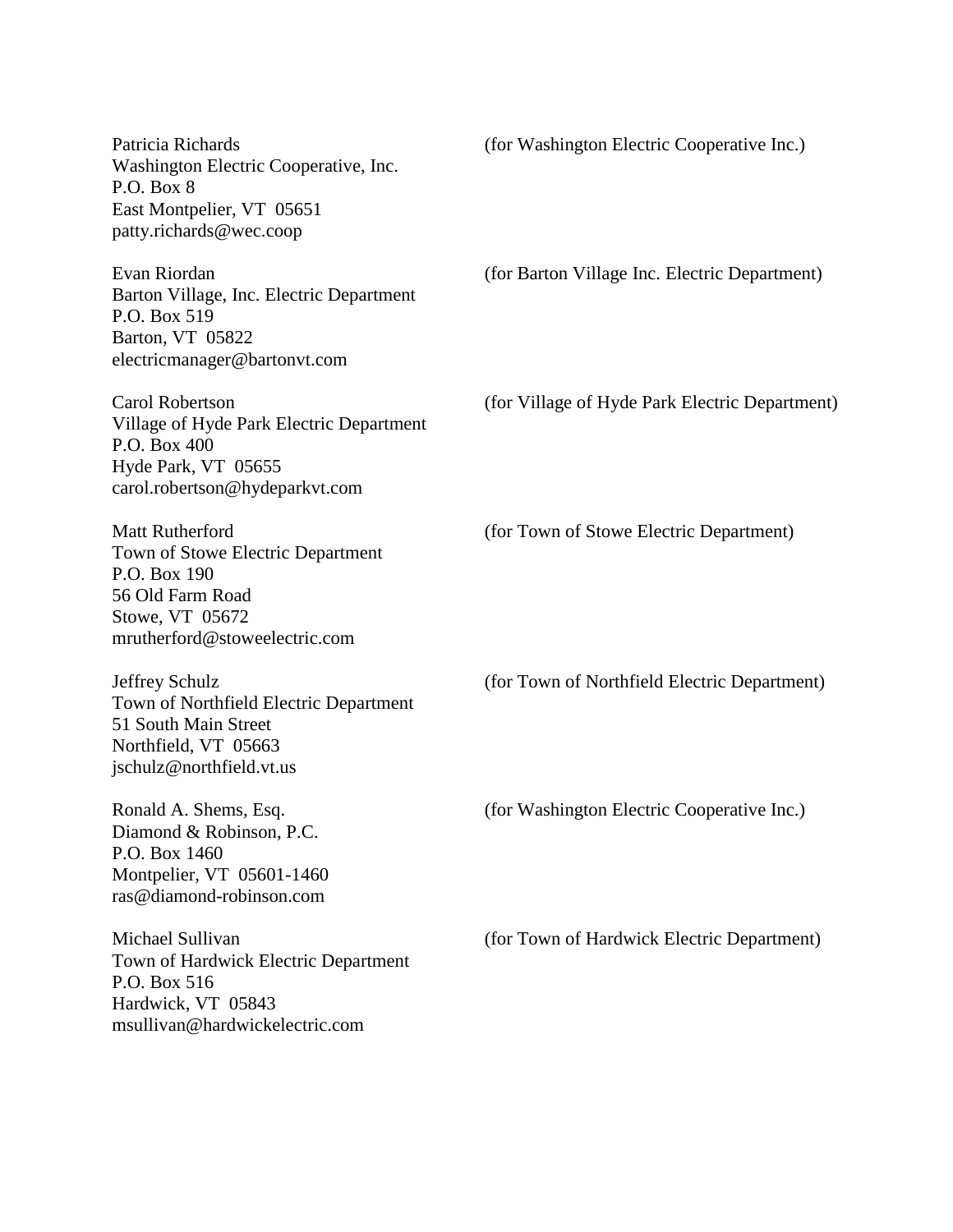Patricia Richards
Washington Electric Cooperative, Inc.
P.O. Box 8
East Montpelier, VT 05651
patty.richards@wec.coop

(for Washington Electric Cooperative Inc.)

Evan Riordan
Barton Village, Inc. Electric Department
P.O. Box 519
Barton, VT 05822
electricmanager@bartonvt.com

(for Barton Village Inc. Electric Department)

Carol Robertson
Village of Hyde Park Electric Department
P.O. Box 400
Hyde Park, VT 05655
carol.robertson@hydeparkvt.com

(for Village of Hyde Park Electric Department)

Matt Rutherford
Town of Stowe Electric Department
P.O. Box 190
56 Old Farm Road
Stowe, VT 05672
mrutherford@stoweelectric.com

(for Town of Stowe Electric Department)

Jeffrey Schulz
Town of Northfield Electric Department
51 South Main Street
Northfield, VT 05663
jschulz@northfield.vt.us

(for Town of Northfield Electric Department)

Ronald A. Shems, Esq.
Diamond & Robinson, P.C.
P.O. Box 1460
Montpelier, VT 05601-1460
ras@diamond-robinson.com

(for Washington Electric Cooperative Inc.)

Michael Sullivan
Town of Hardwick Electric Department
P.O. Box 516
Hardwick, VT 05843
msullivan@hardwickelectric.com

(for Town of Hardwick Electric Department)